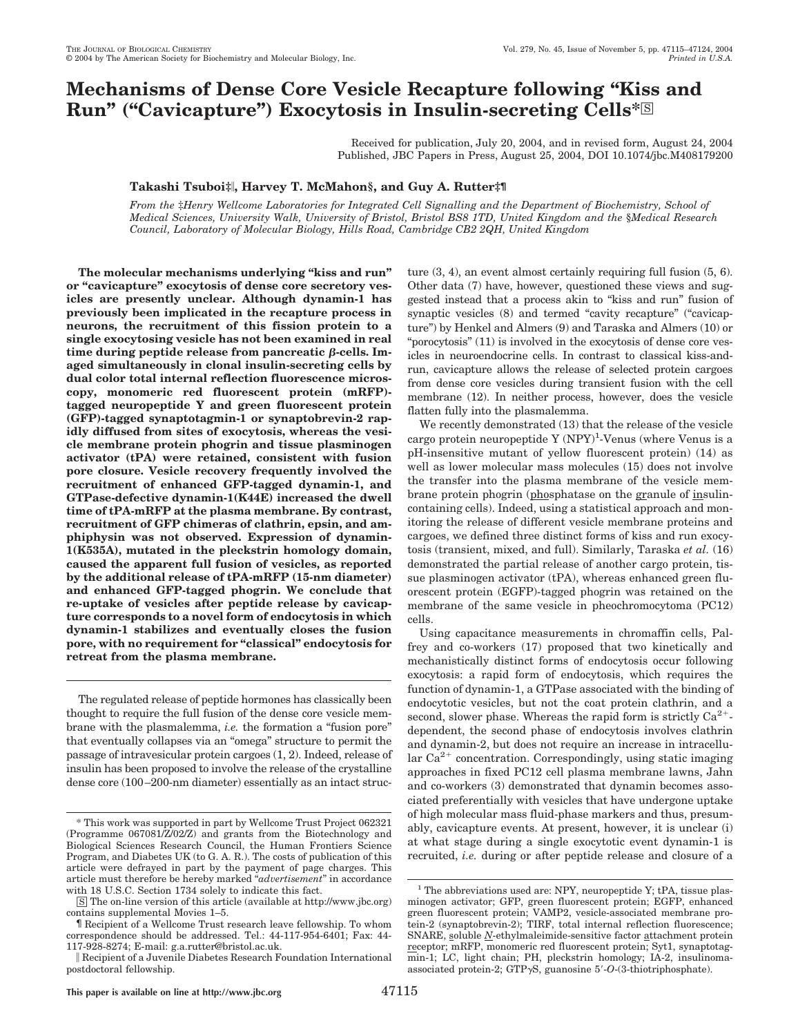# Mechanisms of Dense Core Vesicle Recapture following "Kiss and Run" ("Cavicapture") Exocytosis in Insulin-secreting Cells*

Received for publication, July 20, 2004, and in revised form, August 24, 2004
Published, JBC Papers in Press, August 25, 2004, DOI 10.1074/jbc.M408179200

**Takashi Tsuboi‡‖, Harvey T. McMahon§, and Guy A. Rutter‡¶**

*From the ‡Henry Wellcome Laboratories for Integrated Cell Signalling and the Department of Biochemistry, School of Medical Sciences, University Walk, University of Bristol, Bristol BS8 1TD, United Kingdom and the §Medical Research Council, Laboratory of Molecular Biology, Hills Road, Cambridge CB2 2QH, United Kingdom*

**The molecular mechanisms underlying "kiss and run" or "cavicapture" exocytosis of dense core secretory vesicles are presently unclear. Although dynamin-1 has previously been implicated in the recapture process in neurons, the recruitment of this fission protein to a single exocytosing vesicle has not been examined in real time during peptide release from pancreatic β-cells. Imaged simultaneously in clonal insulin-secreting cells by dual color total internal reflection fluorescence microscopy, monomeric red fluorescent protein (mRFP)-tagged neuropeptide Y and green fluorescent protein (GFP)-tagged synaptotagmin-1 or synaptobrevin-2 rapidly diffused from sites of exocytosis, whereas the vesicle membrane protein phogrin and tissue plasminogen activator (tPA) were retained, consistent with fusion pore closure. Vesicle recovery frequently involved the recruitment of enhanced GFP-tagged dynamin-1, and GTPase-defective dynamin-1(K44E) increased the dwell time of tPA-mRFP at the plasma membrane. By contrast, recruitment of GFP chimeras of clathrin, epsin, and amphiphysin was not observed. Expression of dynamin-1(K535A), mutated in the pleckstrin homology domain, caused the apparent full fusion of vesicles, as reported by the additional release of tPA-mRFP (15-nm diameter) and enhanced GFP-tagged phogrin. We conclude that re-uptake of vesicles after peptide release by cavicapture corresponds to a novel form of endocytosis in which dynamin-1 stabilizes and eventually closes the fusion pore, with no requirement for "classical" endocytosis for retreat from the plasma membrane.**

The regulated release of peptide hormones has classically been thought to require the full fusion of the dense core vesicle membrane with the plasmalemma, *i.e.* the formation a "fusion pore" that eventually collapses via an "omega" structure to permit the passage of intravesicular protein cargoes (1, 2). Indeed, release of insulin has been proposed to involve the release of the crystalline dense core (100–200-nm diameter) essentially as an intact structure (3, 4), an event almost certainly requiring full fusion (5, 6). Other data (7) have, however, questioned these views and suggested instead that a process akin to "kiss and run" fusion of synaptic vesicles (8) and termed "cavity recapture" ("cavicapture") by Henkel and Almers (9) and Taraska and Almers (10) or "porocytosis" (11) is involved in the exocytosis of dense core vesicles in neuroendocrine cells. In contrast to classical kiss-and-run, cavicapture allows the release of selected protein cargoes from dense core vesicles during transient fusion with the cell membrane (12). In neither process, however, does the vesicle flatten fully into the plasmalemma.

We recently demonstrated (13) that the release of the vesicle cargo protein neuropeptide Y (NPY)[1]-Venus (where Venus is a pH-insensitive mutant of yellow fluorescent protein) (14) as well as lower molecular mass molecules (15) does not involve the transfer into the plasma membrane of the vesicle membrane protein phogrin (phosphatase on the granule of insulin-containing cells). Indeed, using a statistical approach and monitoring the release of different vesicle membrane proteins and cargoes, we defined three distinct forms of kiss and run exocytosis (transient, mixed, and full). Similarly, Taraska *et al.* (16) demonstrated the partial release of another cargo protein, tissue plasminogen activator (tPA), whereas enhanced green fluorescent protein (EGFP)-tagged phogrin was retained on the membrane of the same vesicle in pheochromocytoma (PC12) cells.

Using capacitance measurements in chromaffin cells, Palfrey and co-workers (17) proposed that two kinetically and mechanistically distinct forms of endocytosis occur following exocytosis: a rapid form of endocytosis, which requires the function of dynamin-1, a GTPase associated with the binding of endocytotic vesicles, but not the coat protein clathrin, and a second, slower phase. Whereas the rapid form is strictly $Ca^{2+}$-dependent, the second phase of endocytosis involves clathrin and dynamin-2, but does not require an increase in intracellular $Ca^{2+}$ concentration. Correspondingly, using static imaging approaches in fixed PC12 cell plasma membrane lawns, Jahn and co-workers (3) demonstrated that dynamin becomes associated preferentially with vesicles that have undergone uptake of high molecular mass fluid-phase markers and thus, presumably, cavicapture events. At present, however, it is unclear (i) at what stage during a single exocytotic event dynamin-1 is recruited, *i.e.* during or after peptide release and closure of a

---

\* This work was supported in part by Wellcome Trust Project 062321 (Programme 067081/Z/02/Z) and grants from the Biotechnology and Biological Sciences Research Council, the Human Frontiers Science Program, and Diabetes UK (to G. A. R.). The costs of publication of this article were defrayed in part by the payment of page charges. This article must therefore be hereby marked "*advertisement*" in accordance with 18 U.S.C. Section 1734 solely to indicate this fact.

[S] The on-line version of this article (available at http://www.jbc.org) contains supplemental Movies 1–5.

¶ Recipient of a Wellcome Trust research leave fellowship. To whom correspondence should be addressed. Tel.: 44-117-954-6401; Fax: 44-117-928-8274; E-mail: g.a.rutter@bristol.ac.uk.

‖ Recipient of a Juvenile Diabetes Research Foundation International postdoctoral fellowship.

[1] The abbreviations used are: NPY, neuropeptide Y; tPA, tissue plasminogen activator; GFP, green fluorescent protein; EGFP, enhanced green fluorescent protein; VAMP2, vesicle-associated membrane protein-2 (synaptobrevin-2); TIRF, total internal reflection fluorescence; SNARE, soluble *N*-ethylmaleimide-sensitive factor attachment protein receptor; mRFP, monomeric red fluorescent protein; Syt1, synaptotagmin-1; LC, light chain; PH, pleckstrin homology; IA-2, insulinoma-associated protein-2; GTPγS, guanosine 5′-*O*-(3-thiotriphosphate).

This paper is available on line at http://www.jbc.org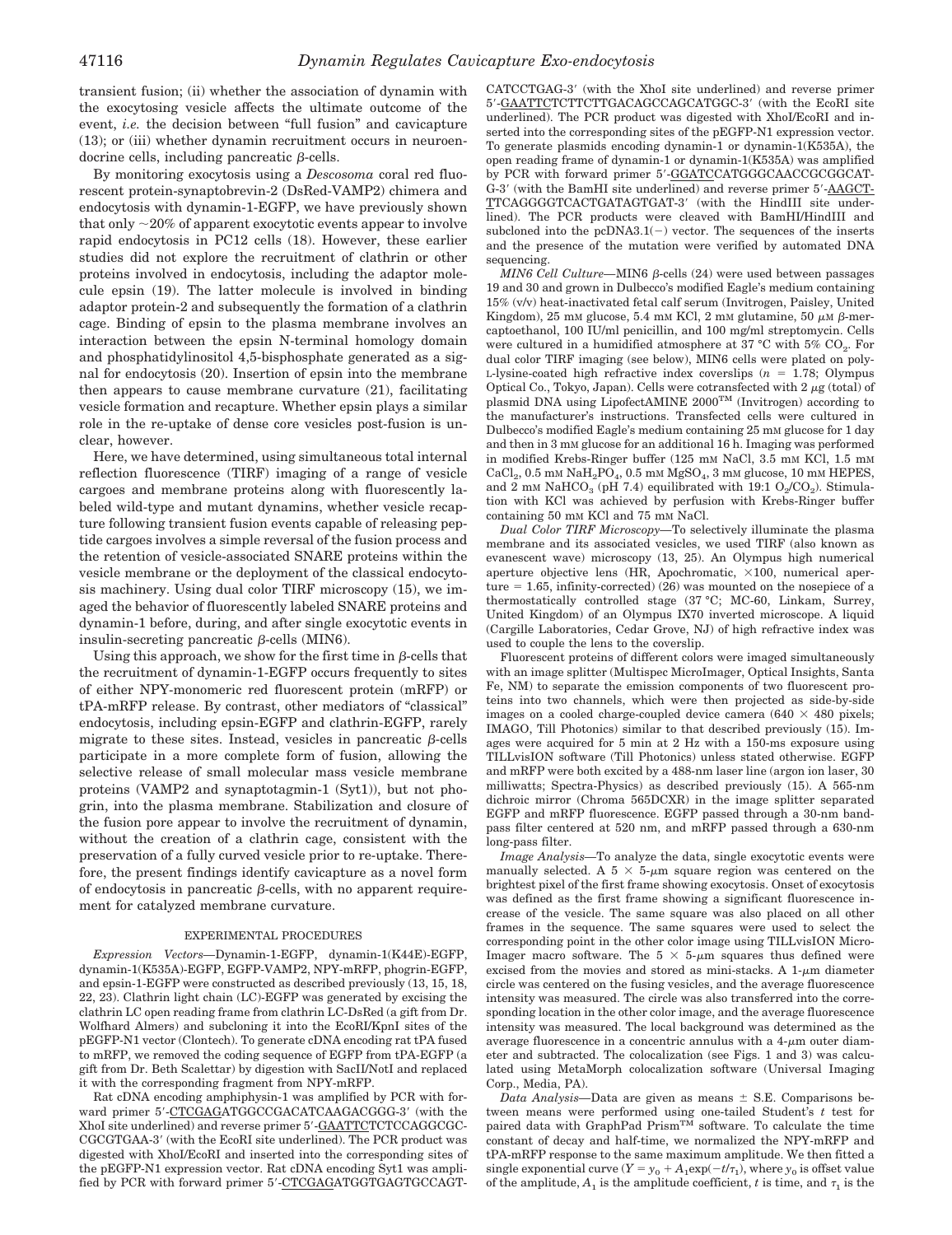transient fusion; (ii) whether the association of dynamin with the exocytosing vesicle affects the ultimate outcome of the event, *i.e.* the decision between "full fusion" and cavicapture (13); or (iii) whether dynamin recruitment occurs in neuroendocrine cells, including pancreatic β-cells.

By monitoring exocytosis using a *Descosoma* coral red fluorescent protein-synaptobrevin-2 (DsRed-VAMP2) chimera and endocytosis with dynamin-1-EGFP, we have previously shown that only ~20% of apparent exocytotic events appear to involve rapid endocytosis in PC12 cells (18). However, these earlier studies did not explore the recruitment of clathrin or other proteins involved in endocytosis, including the adaptor molecule epsin (19). The latter molecule is involved in binding adaptor protein-2 and subsequently the formation of a clathrin cage. Binding of epsin to the plasma membrane involves an interaction between the epsin N-terminal homology domain and phosphatidylinositol 4,5-bisphosphate generated as a signal for endocytosis (20). Insertion of epsin into the membrane then appears to cause membrane curvature (21), facilitating vesicle formation and recapture. Whether epsin plays a similar role in the re-uptake of dense core vesicles post-fusion is unclear, however.

Here, we have determined, using simultaneous total internal reflection fluorescence (TIRF) imaging of a range of vesicle cargoes and membrane proteins along with fluorescently labeled wild-type and mutant dynamins, whether vesicle recapture following transient fusion events capable of releasing peptide cargoes involves a simple reversal of the fusion process and the retention of vesicle-associated SNARE proteins within the vesicle membrane or the deployment of the classical endocytosis machinery. Using dual color TIRF microscopy (15), we imaged the behavior of fluorescently labeled SNARE proteins and dynamin-1 before, during, and after single exocytotic events in insulin-secreting pancreatic β-cells (MIN6).

Using this approach, we show for the first time in β-cells that the recruitment of dynamin-1-EGFP occurs frequently to sites of either NPY-monomeric red fluorescent protein (mRFP) or tPA-mRFP release. By contrast, other mediators of "classical" endocytosis, including epsin-EGFP and clathrin-EGFP, rarely migrate to these sites. Instead, vesicles in pancreatic β-cells participate in a more complete form of fusion, allowing the selective release of small molecular mass vesicle membrane proteins (VAMP2 and synaptotagmin-1 (Syt1)), but not phogrin, into the plasma membrane. Stabilization and closure of the fusion pore appear to involve the recruitment of dynamin, without the creation of a clathrin cage, consistent with the preservation of a fully curved vesicle prior to re-uptake. Therefore, the present findings identify cavicapture as a novel form of endocytosis in pancreatic β-cells, with no apparent requirement for catalyzed membrane curvature.

## EXPERIMENTAL PROCEDURES

*Expression Vectors*—Dynamin-1-EGFP, dynamin-1(K44E)-EGFP, dynamin-1(K535A)-EGFP, EGFP-VAMP2, NPY-mRFP, phogrin-EGFP, and epsin-1-EGFP were constructed as described previously (13, 15, 18, 22, 23). Clathrin light chain (LC)-EGFP was generated by excising the clathrin LC open reading frame from clathrin LC-DsRed (a gift from Dr. Wolfhard Almers) and subcloning it into the EcoRI/KpnI sites of the pEGFP-N1 vector (Clontech). To generate cDNA encoding rat tPA fused to mRFP, we removed the coding sequence of EGFP from tPA-EGFP (a gift from Dr. Beth Scalettar) by digestion with SacII/NotI and replaced it with the corresponding fragment from NPY-mRFP.

Rat cDNA encoding amphiphysin-1 was amplified by PCR with forward primer 5′-CTCGAGATGGCCGACATCAAGACGGG-3′ (with the XhoI site underlined) and reverse primer 5′-GAATTCTCTCCAGGCGCCGCGTGAA-3′ (with the EcoRI site underlined). The PCR product was digested with XhoI/EcoRI and inserted into the corresponding sites of the pEGFP-N1 expression vector. Rat cDNA encoding Syt1 was amplified by PCR with forward primer 5′-CTCGAGATGGTGAGTGCCAGTCATCCTGAG-3′ (with the XhoI site underlined) and reverse primer 5′-GAATTCTCTTCTTGACAGCCAGCATGGC-3′ (with the EcoRI site underlined). The PCR product was digested with XhoI/EcoRI and inserted into the corresponding sites of the pEGFP-N1 expression vector. To generate plasmids encoding dynamin-1 or dynamin-1(K535A), the open reading frame of dynamin-1 or dynamin-1(K535A) was amplified by PCR with forward primer 5′-GGATCCATGGGCAACCGCGGCATGG-3′ (with the BamHI site underlined) and reverse primer 5′-AAGCTTTCAGGGGTCACTGATAGTGAT-3′ (with the HindIII site underlined). The PCR products were cleaved with BamHI/HindIII and subcloned into the pcDNA3.1(−) vector. The sequences of the inserts and the presence of the mutation were verified by automated DNA sequencing.

*MIN6 Cell Culture*—MIN6 β-cells (24) were used between passages 19 and 30 and grown in Dulbecco's modified Eagle's medium containing 15% (v/v) heat-inactivated fetal calf serum (Invitrogen, Paisley, United Kingdom), 25 mM glucose, 5.4 mM KCl, 2 mM glutamine, 50 μM β-mercaptoethanol, 100 IU/ml penicillin, and 100 mg/ml streptomycin. Cells were cultured in a humidified atmosphere at 37 °C with 5% $CO_2$. For dual color TIRF imaging (see below), MIN6 cells were plated on poly-L-lysine-coated high refractive index coverslips ($n$ = 1.78; Olympus Optical Co., Tokyo, Japan). Cells were cotransfected with 2 μg (total) of plasmid DNA using LipofectAMINE 2000™ (Invitrogen) according to the manufacturer's instructions. Transfected cells were cultured in Dulbecco's modified Eagle's medium containing 25 mM glucose for 1 day and then in 3 mM glucose for an additional 16 h. Imaging was performed in modified Krebs-Ringer buffer (125 mM NaCl, 3.5 mM KCl, 1.5 mM $CaCl_2$, 0.5 mM $NaH_2PO_4$, 0.5 mM $MgSO_4$, 3 mM glucose, 10 mM HEPES, and 2 mM $NaHCO_3$ (pH 7.4) equilibrated with 19:1 $O_2/CO_2$). Stimulation with KCl was achieved by perfusion with Krebs-Ringer buffer containing 50 mM KCl and 75 mM NaCl.

*Dual Color TIRF Microscopy*—To selectively illuminate the plasma membrane and its associated vesicles, we used TIRF (also known as evanescent wave) microscopy (13, 25). An Olympus high numerical aperture objective lens (HR, Apochromatic, ×100, numerical aperture = 1.65, infinity-corrected) (26) was mounted on the nosepiece of a thermostatically controlled stage (37 °C; MC-60, Linkam, Surrey, United Kingdom) of an Olympus IX70 inverted microscope. A liquid (Cargille Laboratories, Cedar Grove, NJ) of high refractive index was used to couple the lens to the coverslip.

Fluorescent proteins of different colors were imaged simultaneously with an image splitter (Multispec MicroImager, Optical Insights, Santa Fe, NM) to separate the emission components of two fluorescent proteins into two channels, which were then projected as side-by-side images on a cooled charge-coupled device camera (640 × 480 pixels; IMAGO, Till Photonics) similar to that described previously (15). Images were acquired for 5 min at 2 Hz with a 150-ms exposure using TILLvisION software (Till Photonics) unless stated otherwise. EGFP and mRFP were both excited by a 488-nm laser line (argon ion laser, 30 milliwatts; Spectra-Physics) as described previously (15). A 565-nm dichroic mirror (Chroma 565DCXR) in the image splitter separated EGFP and mRFP fluorescence. EGFP passed through a 30-nm bandpass filter centered at 520 nm, and mRFP passed through a 630-nm long-pass filter.

*Image Analysis*—To analyze the data, single exocytotic events were manually selected. A 5 × 5-μm square region was centered on the brightest pixel of the first frame showing exocytosis. Onset of exocytosis was defined as the first frame showing a significant fluorescence increase of the vesicle. The same square was also placed on all other frames in the sequence. The same squares were used to select the corresponding point in the other color image using TILLvisION MicroImager macro software. The 5 × 5-μm squares thus defined were excised from the movies and stored as mini-stacks. A 1-μm diameter circle was centered on the fusing vesicles, and the average fluorescence intensity was measured. The circle was also transferred into the corresponding location in the other color image, and the average fluorescence intensity was measured. The local background was determined as the average fluorescence in a concentric annulus with a 4-μm outer diameter and subtracted. The colocalization (see Figs. 1 and 3) was calculated using MetaMorph colocalization software (Universal Imaging Corp., Media, PA).

*Data Analysis*—Data are given as means ± S.E. Comparisons between means were performed using one-tailed Student's $t$ test for paired data with GraphPad Prism™ software. To calculate the time constant of decay and half-time, we normalized the NPY-mRFP and tPA-mRFP response to the same maximum amplitude. We then fitted a single exponential curve ($Y = y_0 + A_1\exp(-t/\tau_1)$, where $y_0$ is offset value of the amplitude, $A_1$ is the amplitude coefficient, $t$ is time, and $\tau_1$ is the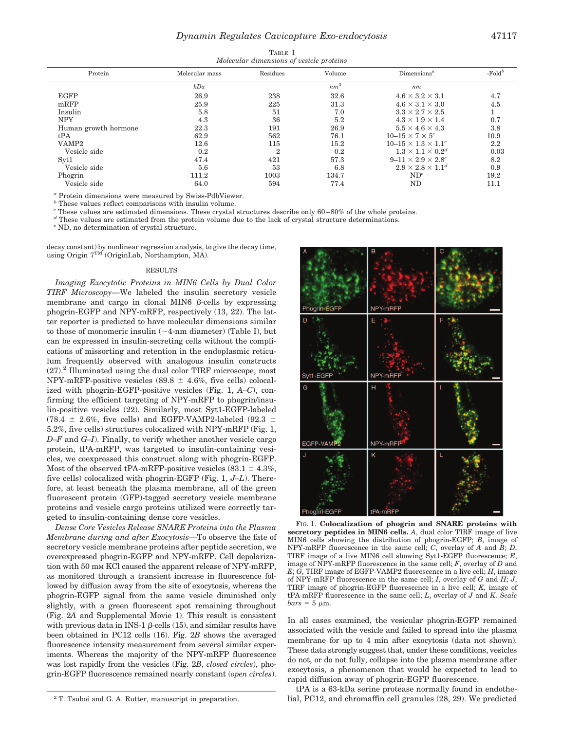TABLE I
*Molecular dimensions of vesicle proteins*

| Protein | Molecular mass | Residues | Volume | Dimensions[a] | -Fold[b] |
|---|---|---|---|---|---|
| | *kDa* | | *nm*[3] | *nm* | |
| EGFP | 26.9 | 238 | 32.6 | 4.6 × 3.2 × 3.1 | 4.7 |
| mRFP | 25.9 | 225 | 31.3 | 4.6 × 3.1 × 3.0 | 4.5 |
| Insulin | 5.8 | 51 | 7.0 | 3.3 × 2.7 × 2.5 | 1 |
| NPY | 4.3 | 36 | 5.2 | 4.3 × 1.9 × 1.4 | 0.7 |
| Human growth hormone | 22.3 | 191 | 26.9 | 5.5 × 4.6 × 4.3 | 3.8 |
| tPA | 62.9 | 562 | 76.1 | 10–15 × 7 × 5[c] | 10.9 |
| VAMP2 | 12.6 | 115 | 15.2 | 10–15 × 1.3 × 1.1[c] | 2.2 |
| Vesicle side | 0.2 | 2 | 0.2 | 1.3 × 1.1 × 0.2[d] | 0.03 |
| Syt1 | 47.4 | 421 | 57.3 | 9–11 × 2.9 × 2.8[c] | 8.2 |
| Vesicle side | 5.6 | 53 | 6.8 | 2.9 × 2.8 × 1.1[d] | 0.9 |
| Phogrin | 111.2 | 1003 | 134.7 | ND[e] | 19.2 |
| Vesicle side | 64.0 | 594 | 77.4 | ND | 11.1 |

[a] Protein dimensions were measured by Swiss-PdbViewer.
[b] These values reflect comparisons with insulin volume.
[c] These values are estimated dimensions. These crystal structures describe only 60–80% of the whole proteins.
[d] These values are estimated from the protein volume due to the lack of crystal structure determinations.
[e] ND, no determination of crystal structure.

decay constant) by nonlinear regression analysis, to give the decay time, using Origin 7™ (OriginLab, Northampton, MA).

## RESULTS

*Imaging Exocytotic Proteins in MIN6 Cells by Dual Color TIRF Microscopy*—We labeled the insulin secretory vesicle membrane and cargo in clonal MIN6 β-cells by expressing phogrin-EGFP and NPY-mRFP, respectively (13, 22). The latter reporter is predicted to have molecular dimensions similar to those of monomeric insulin (~4-nm diameter) (Table I), but can be expressed in insulin-secreting cells without the complications of missorting and retention in the endoplasmic reticulum frequently observed with analogous insulin constructs (27).[2] Illuminated using the dual color TIRF microscope, most NPY-mRFP-positive vesicles (89.8 ± 4.6%, five cells) colocalized with phogrin-EGFP-positive vesicles (Fig. 1, *A–C*), confirming the efficient targeting of NPY-mRFP to phogrin/insulin-positive vesicles (22). Similarly, most Syt1-EGFP-labeled (78.4 ± 2.6%, five cells) and EGFP-VAMP2-labeled (92.3 ± 5.2%, five cells) structures colocalized with NPY-mRFP (Fig. 1, *D–F* and *G–I*). Finally, to verify whether another vesicle cargo protein, tPA-mRFP, was targeted to insulin-containing vesicles, we coexpressed this construct along with phogrin-EGFP. Most of the observed tPA-mRFP-positive vesicles (83.1 ± 4.3%, five cells) colocalized with phogrin-EGFP (Fig. 1, *J–L*). Therefore, at least beneath the plasma membrane, all of the green fluorescent protein (GFP)-tagged secretory vesicle membrane proteins and vesicle cargo proteins utilized were correctly targeted to insulin-containing dense core vesicles.

*Dense Core Vesicles Release SNARE Proteins into the Plasma Membrane during and after Exocytosis*—To observe the fate of secretory vesicle membrane proteins after peptide secretion, we overexpressed phogrin-EGFP and NPY-mRFP. Cell depolarization with 50 mM KCl caused the apparent release of NPY-mRFP, as monitored through a transient increase in fluorescence followed by diffusion away from the site of exocytosis, whereas the phogrin-EGFP signal from the same vesicle diminished only slightly, with a green fluorescent spot remaining throughout (Fig. 2*A* and Supplemental Movie 1). This result is consistent with previous data in INS-1 β-cells (15), and similar results have been obtained in PC12 cells (16). Fig. 2*B* shows the averaged fluorescence intensity measurement from several similar experiments. Whereas the majority of the NPY-mRFP fluorescence was lost rapidly from the vesicles (Fig. 2*B*, *closed circles*), phogrin-EGFP fluorescence remained nearly constant (*open circles*).

FIG. 1. **Colocalization of phogrin and SNARE proteins with secretory peptides in MIN6 cells.** *A*, dual color TIRF image of live MIN6 cells showing the distribution of phogrin-EGFP; *B*, image of NPY-mRFP fluorescence in the same cell; *C*, overlay of *A* and *B*; *D*, TIRF image of a live MIN6 cell showing Syt1-EGFP fluorescence; *E*, image of NPY-mRFP fluorescence in the same cell; *F*, overlay of *D* and *E*; *G*, TIRF image of EGFP-VAMP2 fluorescence in a live cell; *H*, image of NPY-mRFP fluorescence in the same cell; *I*, overlay of *G* and *H*; *J*, TIRF image of phogrin-EGFP fluorescence in a live cell; *K*, image of tPA-mRFP fluorescence in the same cell; *L*, overlay of *J* and *K*. *Scale bars* = 5 μm.

In all cases examined, the vesicular phogrin-EGFP remained associated with the vesicle and failed to spread into the plasma membrane for up to 4 min after exocytosis (data not shown). These data strongly suggest that, under these conditions, vesicles do not, or do not fully, collapse into the plasma membrane after exocytosis, a phenomenon that would be expected to lead to rapid diffusion away of phogrin-EGFP fluorescence.

tPA is a 63-kDa serine protease normally found in endothelial, PC12, and chromaffin cell granules (28, 29). We predicted

[2] T. Tsuboi and G. A. Rutter, manuscript in preparation.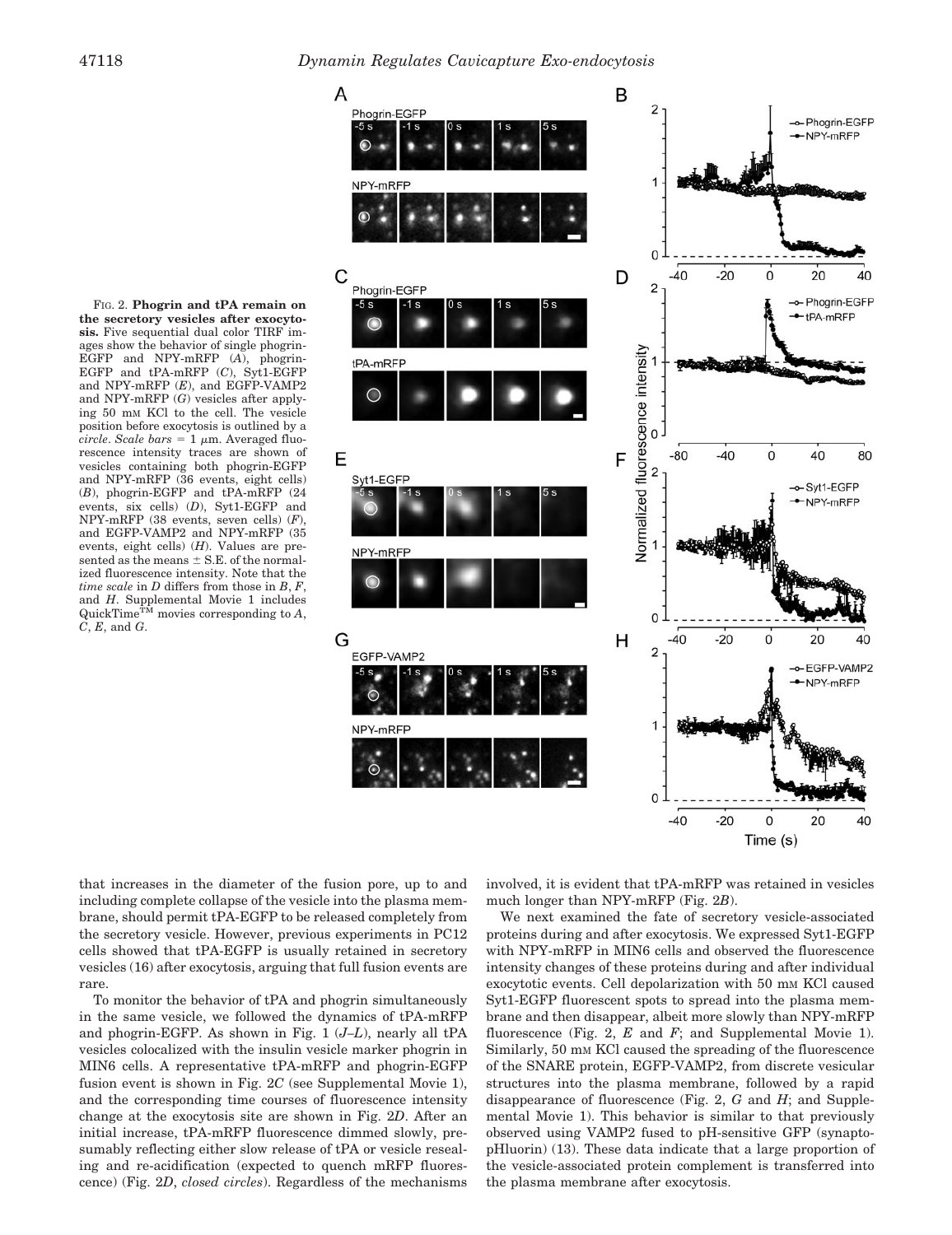FIG. 2. **Phogrin and tPA remain on the secretory vesicles after exocytosis.** Five sequential dual color TIRF images show the behavior of single phogrin-EGFP and NPY-mRFP (*A*), phogrin-EGFP and tPA-mRFP (*C*), Syt1-EGFP and NPY-mRFP (*E*), and EGFP-VAMP2 and NPY-mRFP (*G*) vesicles after applying 50 mM KCl to the cell. The vesicle position before exocytosis is outlined by a *circle*. *Scale bars* = 1 μm. Averaged fluorescence intensity traces are shown of vesicles containing both phogrin-EGFP and NPY-mRFP (36 events, eight cells) (*B*), phogrin-EGFP and tPA-mRFP (24 events, six cells) (*D*), Syt1-EGFP and NPY-mRFP (38 events, seven cells) (*F*), and EGFP-VAMP2 and NPY-mRFP (35 events, eight cells) (*H*). Values are presented as the means ± S.E. of the normalized fluorescence intensity. Note that the *time scale* in *D* differs from those in *B*, *F*, and *H*. Supplemental Movie 1 includes QuickTime™ movies corresponding to *A*, *C*, *E*, and *G*.

that increases in the diameter of the fusion pore, up to and including complete collapse of the vesicle into the plasma membrane, should permit tPA-EGFP to be released completely from the secretory vesicle. However, previous experiments in PC12 cells showed that tPA-EGFP is usually retained in secretory vesicles (16) after exocytosis, arguing that full fusion events are rare.

To monitor the behavior of tPA and phogrin simultaneously in the same vesicle, we followed the dynamics of tPA-mRFP and phogrin-EGFP. As shown in Fig. 1 (*J–L*), nearly all tPA vesicles colocalized with the insulin vesicle marker phogrin in MIN6 cells. A representative tPA-mRFP and phogrin-EGFP fusion event is shown in Fig. 2*C* (see Supplemental Movie 1), and the corresponding time courses of fluorescence intensity change at the exocytosis site are shown in Fig. 2*D*. After an initial increase, tPA-mRFP fluorescence dimmed slowly, presumably reflecting either slow release of tPA or vesicle resealing and re-acidification (expected to quench mRFP fluorescence) (Fig. 2*D*, *closed circles*). Regardless of the mechanisms involved, it is evident that tPA-mRFP was retained in vesicles much longer than NPY-mRFP (Fig. 2*B*).

We next examined the fate of secretory vesicle-associated proteins during and after exocytosis. We expressed Syt1-EGFP with NPY-mRFP in MIN6 cells and observed the fluorescence intensity changes of these proteins during and after individual exocytotic events. Cell depolarization with 50 mM KCl caused Syt1-EGFP fluorescent spots to spread into the plasma membrane and then disappear, albeit more slowly than NPY-mRFP fluorescence (Fig. 2, *E* and *F*; and Supplemental Movie 1). Similarly, 50 mM KCl caused the spreading of the fluorescence of the SNARE protein, EGFP-VAMP2, from discrete vesicular structures into the plasma membrane, followed by a rapid disappearance of fluorescence (Fig. 2, *G* and *H*; and Supplemental Movie 1). This behavior is similar to that previously observed using VAMP2 fused to pH-sensitive GFP (synapto-pHluorin) (13). These data indicate that a large proportion of the vesicle-associated protein complement is transferred into the plasma membrane after exocytosis.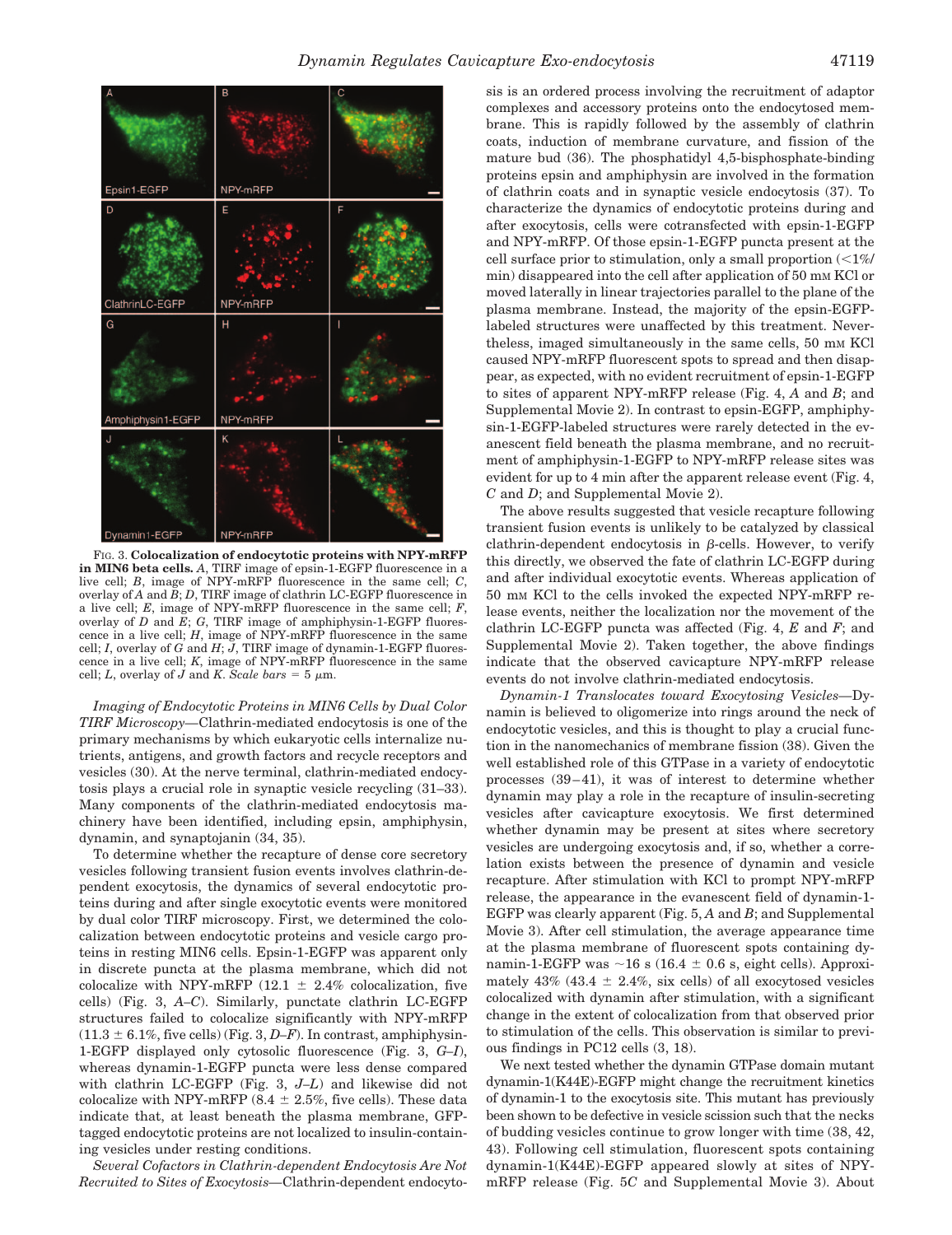FIG. 3. **Colocalization of endocytotic proteins with NPY-mRFP in MIN6 beta cells.** *A*, TIRF image of epsin-1-EGFP fluorescence in a live cell; *B*, image of NPY-mRFP fluorescence in the same cell; *C*, overlay of *A* and *B*; *D*, TIRF image of clathrin LC-EGFP fluorescence in a live cell; *E*, image of NPY-mRFP fluorescence in the same cell; *F*, overlay of *D* and *E*; *G*, TIRF image of amphiphysin-1-EGFP fluorescence in a live cell; *H*, image of NPY-mRFP fluorescence in the same cell; *I*, overlay of *G* and *H*; *J*, TIRF image of dynamin-1-EGFP fluorescence in a live cell; *K*, image of NPY-mRFP fluorescence in the same cell; *L*, overlay of *J* and *K*. *Scale bars* = 5 μm.

*Imaging of Endocytotic Proteins in MIN6 Cells by Dual Color TIRF Microscopy*—Clathrin-mediated endocytosis is one of the primary mechanisms by which eukaryotic cells internalize nutrients, antigens, and growth factors and recycle receptors and vesicles (30). At the nerve terminal, clathrin-mediated endocytosis plays a crucial role in synaptic vesicle recycling (31–33). Many components of the clathrin-mediated endocytosis machinery have been identified, including epsin, amphiphysin, dynamin, and synaptojanin (34, 35).

To determine whether the recapture of dense core secretory vesicles following transient fusion events involves clathrin-dependent exocytosis, the dynamics of several endocytotic proteins during and after single exocytotic events were monitored by dual color TIRF microscopy. First, we determined the colocalization between endocytotic proteins and vesicle cargo proteins in resting MIN6 cells. Epsin-1-EGFP was apparent only in discrete puncta at the plasma membrane, which did not colocalize with NPY-mRFP (12.1 ± 2.4% colocalization, five cells) (Fig. 3, *A–C*). Similarly, punctate clathrin LC-EGFP structures failed to colocalize significantly with NPY-mRFP (11.3 ± 6.1%, five cells) (Fig. 3, *D–F*). In contrast, amphiphysin-1-EGFP displayed only cytosolic fluorescence (Fig. 3, *G–I*), whereas dynamin-1-EGFP puncta were less dense compared with clathrin LC-EGFP (Fig. 3, *J–L*) and likewise did not colocalize with NPY-mRFP (8.4 ± 2.5%, five cells). These data indicate that, at least beneath the plasma membrane, GFP-tagged endocytotic proteins are not localized to insulin-containing vesicles under resting conditions.

*Several Cofactors in Clathrin-dependent Endocytosis Are Not Recruited to Sites of Exocytosis*—Clathrin-dependent endocytosis is an ordered process involving the recruitment of adaptor complexes and accessory proteins onto the endocytosed membrane. This is rapidly followed by the assembly of clathrin coats, induction of membrane curvature, and fission of the mature bud (36). The phosphatidyl 4,5-bisphosphate-binding proteins epsin and amphiphysin are involved in the formation of clathrin coats and in synaptic vesicle endocytosis (37). To characterize the dynamics of endocytotic proteins during and after exocytosis, cells were cotransfected with epsin-1-EGFP and NPY-mRFP. Of those epsin-1-EGFP puncta present at the cell surface prior to stimulation, only a small proportion (<1%/min) disappeared into the cell after application of 50 mM KCl or moved laterally in linear trajectories parallel to the plane of the plasma membrane. Instead, the majority of the epsin-EGFP-labeled structures were unaffected by this treatment. Nevertheless, imaged simultaneously in the same cells, 50 mM KCl caused NPY-mRFP fluorescent spots to spread and then disappear, as expected, with no evident recruitment of epsin-1-EGFP to sites of apparent NPY-mRFP release (Fig. 4, *A* and *B*; and Supplemental Movie 2). In contrast to epsin-EGFP, amphiphysin-1-EGFP-labeled structures were rarely detected in the evanescent field beneath the plasma membrane, and no recruitment of amphiphysin-1-EGFP to NPY-mRFP release sites was evident for up to 4 min after the apparent release event (Fig. 4, *C* and *D*; and Supplemental Movie 2).

The above results suggested that vesicle recapture following transient fusion events is unlikely to be catalyzed by classical clathrin-dependent endocytosis in β-cells. However, to verify this directly, we observed the fate of clathrin LC-EGFP during and after individual exocytotic events. Whereas application of 50 mM KCl to the cells invoked the expected NPY-mRFP release events, neither the localization nor the movement of the clathrin LC-EGFP puncta was affected (Fig. 4, *E* and *F*; and Supplemental Movie 2). Taken together, the above findings indicate that the observed cavicapture NPY-mRFP release events do not involve clathrin-mediated endocytosis.

*Dynamin-1 Translocates toward Exocytosing Vesicles*—Dynamin is believed to oligomerize into rings around the neck of endocytotic vesicles, and this is thought to play a crucial function in the nanomechanics of membrane fission (38). Given the well established role of this GTPase in a variety of endocytotic processes (39–41), it was of interest to determine whether dynamin may play a role in the recapture of insulin-secreting vesicles after cavicapture exocytosis. We first determined whether dynamin may be present at sites where secretory vesicles are undergoing exocytosis and, if so, whether a correlation exists between the presence of dynamin and vesicle recapture. After stimulation with KCl to prompt NPY-mRFP release, the appearance in the evanescent field of dynamin-1-EGFP was clearly apparent (Fig. 5, *A* and *B*; and Supplemental Movie 3). After cell stimulation, the average appearance time at the plasma membrane of fluorescent spots containing dynamin-1-EGFP was ~16 s (16.4 ± 0.6 s, eight cells). Approximately 43% (43.4 ± 2.4%, six cells) of all exocytosed vesicles colocalized with dynamin after stimulation, with a significant change in the extent of colocalization from that observed prior to stimulation of the cells. This observation is similar to previous findings in PC12 cells (3, 18).

We next tested whether the dynamin GTPase domain mutant dynamin-1(K44E) might change the recruitment kinetics of dynamin-1 to the exocytosis site. This mutant has previously been shown to be defective in vesicle scission such that the necks of budding vesicles continue to grow longer with time (38, 42, 43). Following cell stimulation, fluorescent spots containing dynamin-1(K44E)-EGFP appeared slowly at sites of NPY-mRFP release (Fig. 5*C* and Supplemental Movie 3). About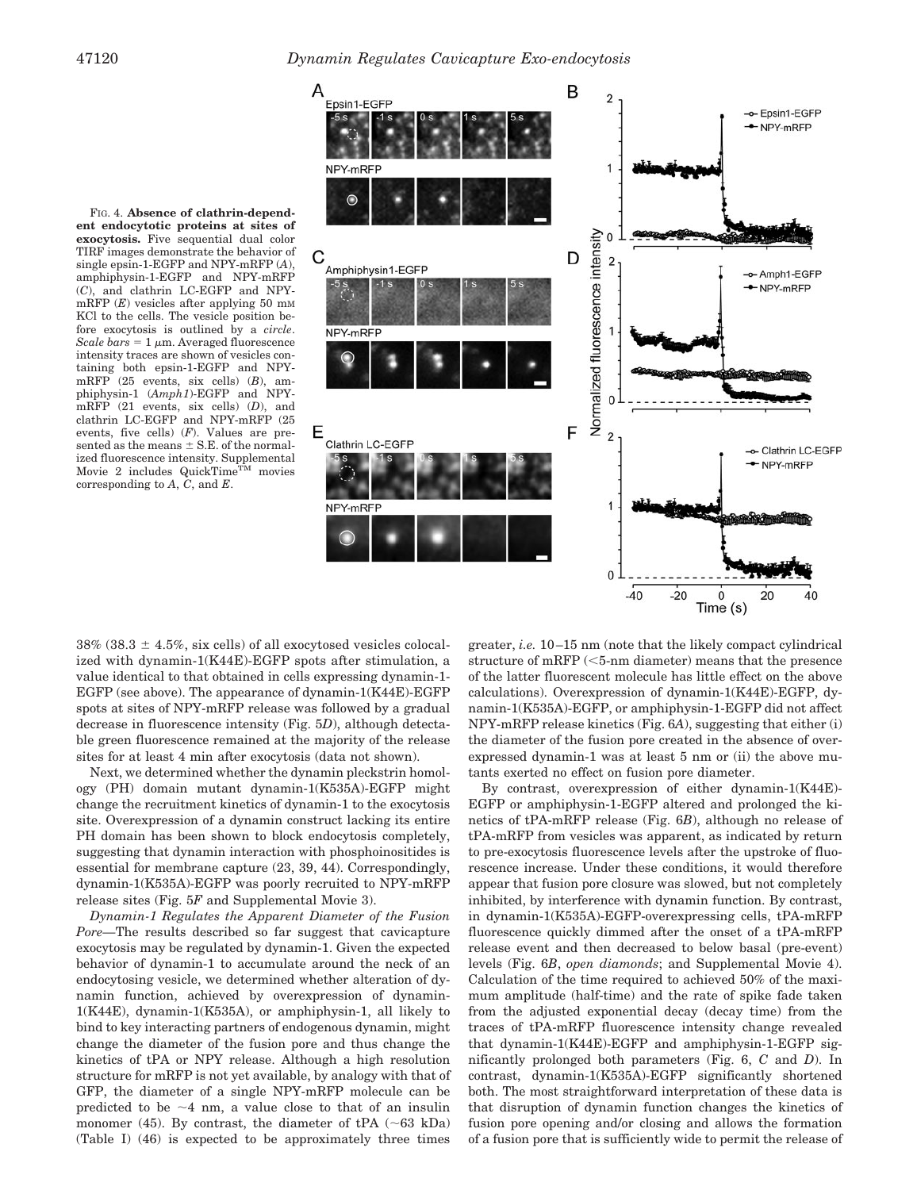FIG. 4. **Absence of clathrin-dependent endocytotic proteins at sites of exocytosis.** Five sequential dual color TIRF images demonstrate the behavior of single epsin-1-EGFP and NPY-mRFP (*A*), amphiphysin-1-EGFP and NPY-mRFP (*C*), and clathrin LC-EGFP and NPY-mRFP (*E*) vesicles after applying 50 mM KCl to the cells. The vesicle position before exocytosis is outlined by a *circle*. *Scale bars* = 1 μm. Averaged fluorescence intensity traces are shown of vesicles containing both epsin-1-EGFP and NPY-mRFP (25 events, six cells) (*B*), amphiphysin-1 (*Amph1*)-EGFP and NPY-mRFP (21 events, six cells) (*D*), and clathrin LC-EGFP and NPY-mRFP (25 events, five cells) (*F*). Values are presented as the means ± S.E. of the normalized fluorescence intensity. Supplemental Movie 2 includes QuickTime™ movies corresponding to *A*, *C*, and *E*.

38% (38.3 ± 4.5%, six cells) of all exocytosed vesicles colocalized with dynamin-1(K44E)-EGFP spots after stimulation, a value identical to that obtained in cells expressing dynamin-1-EGFP (see above). The appearance of dynamin-1(K44E)-EGFP spots at sites of NPY-mRFP release was followed by a gradual decrease in fluorescence intensity (Fig. 5*D*), although detectable green fluorescence remained at the majority of the release sites for at least 4 min after exocytosis (data not shown).

Next, we determined whether the dynamin pleckstrin homology (PH) domain mutant dynamin-1(K535A)-EGFP might change the recruitment kinetics of dynamin-1 to the exocytosis site. Overexpression of a dynamin construct lacking its entire PH domain has been shown to block endocytosis completely, suggesting that dynamin interaction with phosphoinositides is essential for membrane capture (23, 39, 44). Correspondingly, dynamin-1(K535A)-EGFP was poorly recruited to NPY-mRFP release sites (Fig. 5*F* and Supplemental Movie 3).

*Dynamin-1 Regulates the Apparent Diameter of the Fusion Pore*—The results described so far suggest that cavicapture exocytosis may be regulated by dynamin-1. Given the expected behavior of dynamin-1 to accumulate around the neck of an endocytosing vesicle, we determined whether alteration of dynamin function, achieved by overexpression of dynamin-1(K44E), dynamin-1(K535A), or amphiphysin-1, all likely to bind to key interacting partners of endogenous dynamin, might change the diameter of the fusion pore and thus change the kinetics of tPA or NPY release. Although a high resolution structure for mRFP is not yet available, by analogy with that of GFP, the diameter of a single NPY-mRFP molecule can be predicted to be ~4 nm, a value close to that of an insulin monomer (45). By contrast, the diameter of tPA (~63 kDa) (Table I) (46) is expected to be approximately three times greater, *i.e.* 10–15 nm (note that the likely compact cylindrical structure of mRFP (<5-nm diameter) means that the presence of the latter fluorescent molecule has little effect on the above calculations). Overexpression of dynamin-1(K44E)-EGFP, dynamin-1(K535A)-EGFP, or amphiphysin-1-EGFP did not affect NPY-mRFP release kinetics (Fig. 6*A*), suggesting that either (i) the diameter of the fusion pore created in the absence of overexpressed dynamin-1 was at least 5 nm or (ii) the above mutants exerted no effect on fusion pore diameter.

By contrast, overexpression of either dynamin-1(K44E)-EGFP or amphiphysin-1-EGFP altered and prolonged the kinetics of tPA-mRFP release (Fig. 6*B*), although no release of tPA-mRFP from vesicles was apparent, as indicated by return to pre-exocytosis fluorescence levels after the upstroke of fluorescence increase. Under these conditions, it would therefore appear that fusion pore closure was slowed, but not completely inhibited, by interference with dynamin function. By contrast, in dynamin-1(K535A)-EGFP-overexpressing cells, tPA-mRFP fluorescence quickly dimmed after the onset of a tPA-mRFP release event and then decreased to below basal (pre-event) levels (Fig. 6*B*, *open diamonds*; and Supplemental Movie 4). Calculation of the time required to achieved 50% of the maximum amplitude (half-time) and the rate of spike fade taken from the adjusted exponential decay (decay time) from the traces of tPA-mRFP fluorescence intensity change revealed that dynamin-1(K44E)-EGFP and amphiphysin-1-EGFP significantly prolonged both parameters (Fig. 6, *C* and *D*). In contrast, dynamin-1(K535A)-EGFP significantly shortened both. The most straightforward interpretation of these data is that disruption of dynamin function changes the kinetics of fusion pore opening and/or closing and allows the formation of a fusion pore that is sufficiently wide to permit the release of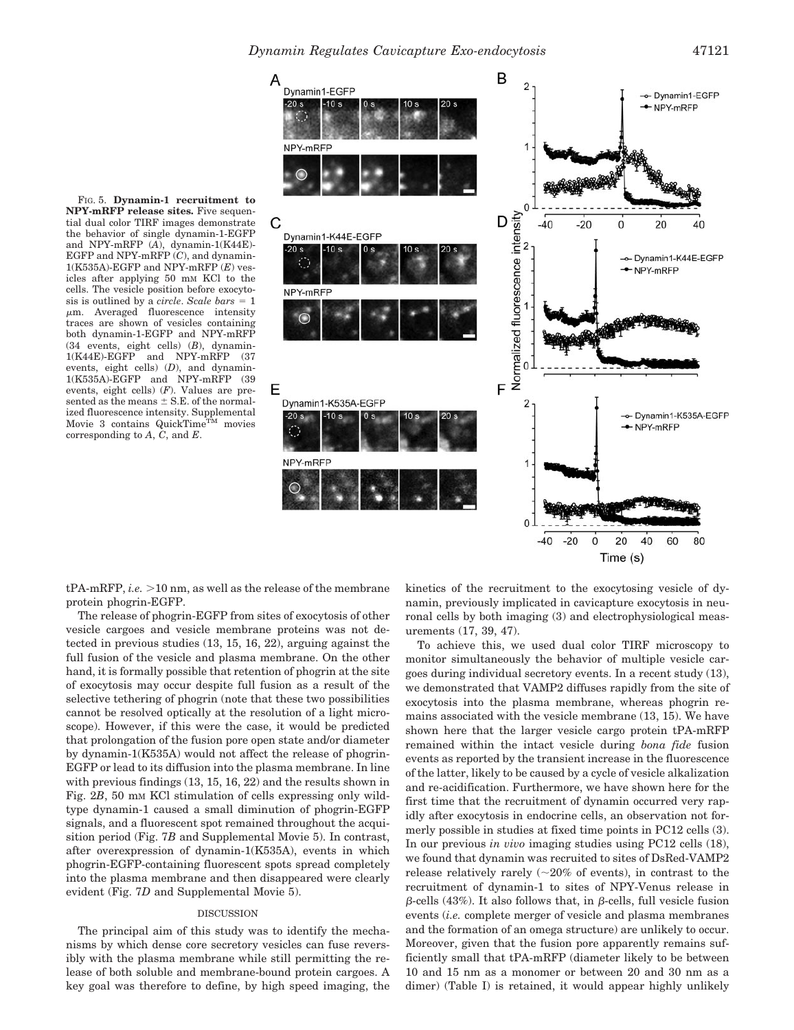FIG. 5. **Dynamin-1 recruitment to NPY-mRFP release sites.** Five sequential dual color TIRF images demonstrate the behavior of single dynamin-1-EGFP and NPY-mRFP (*A*), dynamin-1(K44E)-EGFP and NPY-mRFP (*C*), and dynamin-1(K535A)-EGFP and NPY-mRFP (*E*) vesicles after applying 50 mM KCl to the cells. The vesicle position before exocytosis is outlined by a *circle*. *Scale bars* = 1 μm. Averaged fluorescence intensity traces are shown of vesicles containing both dynamin-1-EGFP and NPY-mRFP (34 events, eight cells) (*B*), dynamin-1(K44E)-EGFP and NPY-mRFP (37 events, eight cells) (*D*), and dynamin-1(K535A)-EGFP and NPY-mRFP (39 events, eight cells) (*F*). Values are presented as the means ± S.E. of the normalized fluorescence intensity. Supplemental Movie 3 contains QuickTime™ movies corresponding to *A*, *C*, and *E*.

tPA-mRFP, *i.e.* >10 nm, as well as the release of the membrane protein phogrin-EGFP.

The release of phogrin-EGFP from sites of exocytosis of other vesicle cargoes and vesicle membrane proteins was not detected in previous studies (13, 15, 16, 22), arguing against the full fusion of the vesicle and plasma membrane. On the other hand, it is formally possible that retention of phogrin at the site of exocytosis may occur despite full fusion as a result of the selective tethering of phogrin (note that these two possibilities cannot be resolved optically at the resolution of a light microscope). However, if this were the case, it would be predicted that prolongation of the fusion pore open state and/or diameter by dynamin-1(K535A) would not affect the release of phogrin-EGFP or lead to its diffusion into the plasma membrane. In line with previous findings (13, 15, 16, 22) and the results shown in Fig. 2*B*, 50 mM KCl stimulation of cells expressing only wild-type dynamin-1 caused a small diminution of phogrin-EGFP signals, and a fluorescent spot remained throughout the acquisition period (Fig. 7*B* and Supplemental Movie 5). In contrast, after overexpression of dynamin-1(K535A), events in which phogrin-EGFP-containing fluorescent spots spread completely into the plasma membrane and then disappeared were clearly evident (Fig. 7*D* and Supplemental Movie 5).

## DISCUSSION

The principal aim of this study was to identify the mechanisms by which dense core secretory vesicles can fuse reversibly with the plasma membrane while still permitting the release of both soluble and membrane-bound protein cargoes. A key goal was therefore to define, by high speed imaging, the kinetics of the recruitment to the exocytosing vesicle of dynamin, previously implicated in cavicapture exocytosis in neuronal cells by both imaging (3) and electrophysiological measurements (17, 39, 47).

To achieve this, we used dual color TIRF microscopy to monitor simultaneously the behavior of multiple vesicle cargoes during individual secretory events. In a recent study (13), we demonstrated that VAMP2 diffuses rapidly from the site of exocytosis into the plasma membrane, whereas phogrin remains associated with the vesicle membrane (13, 15). We have shown here that the larger vesicle cargo protein tPA-mRFP remained within the intact vesicle during *bona fide* fusion events as reported by the transient increase in the fluorescence of the latter, likely to be caused by a cycle of vesicle alkalization and re-acidification. Furthermore, we have shown here for the first time that the recruitment of dynamin occurred very rapidly after exocytosis in endocrine cells, an observation not formerly possible in studies at fixed time points in PC12 cells (3). In our previous *in vivo* imaging studies using PC12 cells (18), we found that dynamin was recruited to sites of DsRed-VAMP2 release relatively rarely (~20% of events), in contrast to the recruitment of dynamin-1 to sites of NPY-Venus release in β-cells (43%). It also follows that, in β-cells, full vesicle fusion events (*i.e.* complete merger of vesicle and plasma membranes and the formation of an omega structure) are unlikely to occur. Moreover, given that the fusion pore apparently remains sufficiently small that tPA-mRFP (diameter likely to be between 10 and 15 nm as a monomer or between 20 and 30 nm as a dimer) (Table I) is retained, it would appear highly unlikely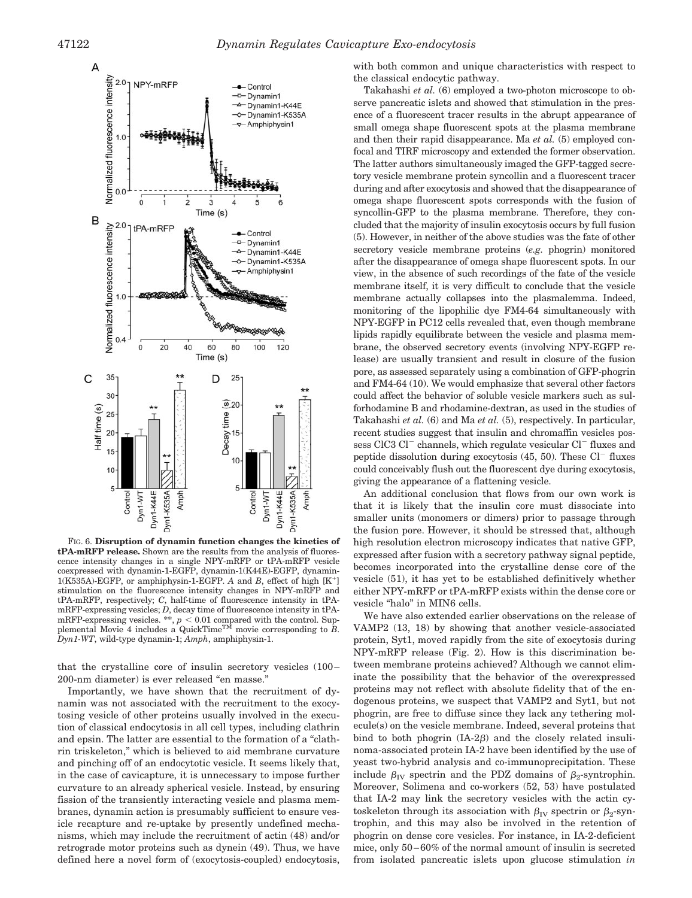FIG. 6. **Disruption of dynamin function changes the kinetics of tPA-mRFP release.** Shown are the results from the analysis of fluorescence intensity changes in a single NPY-mRFP or tPA-mRFP vesicle coexpressed with dynamin-1-EGFP, dynamin-1(K44E)-EGFP, dynamin-1(K535A)-EGFP, or amphiphysin-1-EGFP. *A* and *B*, effect of high $[K^+]$ stimulation on the fluorescence intensity changes in NPY-mRFP and tPA-mRFP, respectively; *C*, half-time of fluorescence intensity in tPA-mRFP-expressing vesicles; *D*, decay time of fluorescence intensity in tPA-mRFP-expressing vesicles. **, $p < 0.01$ compared with the control. Supplemental Movie 4 includes a QuickTime™ movie corresponding to *B*. *Dyn1-WT*, wild-type dynamin-1; *Amph*, amphiphysin-1.

that the crystalline core of insulin secretory vesicles (100–200-nm diameter) is ever released "en masse."

Importantly, we have shown that the recruitment of dynamin was not associated with the recruitment to the exocytosing vesicle of other proteins usually involved in the execution of classical endocytosis in all cell types, including clathrin and epsin. The latter are essential to the formation of a "clathrin triskeleton," which is believed to aid membrane curvature and pinching off of an endocytotic vesicle. It seems likely that, in the case of cavicapture, it is unnecessary to impose further curvature to an already spherical vesicle. Instead, by ensuring fission of the transiently interacting vesicle and plasma membranes, dynamin action is presumably sufficient to ensure vesicle recapture and re-uptake by presently undefined mechanisms, which may include the recruitment of actin (48) and/or retrograde motor proteins such as dynein (49). Thus, we have defined here a novel form of (exocytosis-coupled) endocytosis, with both common and unique characteristics with respect to the classical endocytic pathway.

Takahashi *et al.* (6) employed a two-photon microscope to observe pancreatic islets and showed that stimulation in the presence of a fluorescent tracer results in the abrupt appearance of small omega shape fluorescent spots at the plasma membrane and then their rapid disappearance. Ma *et al.* (5) employed confocal and TIRF microscopy and extended the former observation. The latter authors simultaneously imaged the GFP-tagged secretory vesicle membrane protein syncollin and a fluorescent tracer during and after exocytosis and showed that the disappearance of omega shape fluorescent spots corresponds with the fusion of syncollin-GFP to the plasma membrane. Therefore, they concluded that the majority of insulin exocytosis occurs by full fusion (5). However, in neither of the above studies was the fate of other secretory vesicle membrane proteins (*e.g.* phogrin) monitored after the disappearance of omega shape fluorescent spots. In our view, in the absence of such recordings of the fate of the vesicle membrane itself, it is very difficult to conclude that the vesicle membrane actually collapses into the plasmalemma. Indeed, monitoring of the lipophilic dye FM4-64 simultaneously with NPY-EGFP in PC12 cells revealed that, even though membrane lipids rapidly equilibrate between the vesicle and plasma membrane, the observed secretory events (involving NPY-EGFP release) are usually transient and result in closure of the fusion pore, as assessed separately using a combination of GFP-phogrin and FM4-64 (10). We would emphasize that several other factors could affect the behavior of soluble vesicle markers such as sulforhodamine B and rhodamine-dextran, as used in the studies of Takahashi *et al.* (6) and Ma *et al.* (5), respectively. In particular, recent studies suggest that insulin and chromaffin vesicles possess ClC3 $Cl^-$ channels, which regulate vesicular $Cl^-$ fluxes and peptide dissolution during exocytosis (45, 50). These $Cl^-$ fluxes could conceivably flush out the fluorescent dye during exocytosis, giving the appearance of a flattening vesicle.

An additional conclusion that flows from our own work is that it is likely that the insulin core must dissociate into smaller units (monomers or dimers) prior to passage through the fusion pore. However, it should be stressed that, although high resolution electron microscopy indicates that native GFP, expressed after fusion with a secretory pathway signal peptide, becomes incorporated into the crystalline dense core of the vesicle (51), it has yet to be established definitively whether either NPY-mRFP or tPA-mRFP exists within the dense core or vesicle "halo" in MIN6 cells.

We have also extended earlier observations on the release of VAMP2 (13, 18) by showing that another vesicle-associated protein, Syt1, moved rapidly from the site of exocytosis during NPY-mRFP release (Fig. 2). How is this discrimination between membrane proteins achieved? Although we cannot eliminate the possibility that the behavior of the overexpressed proteins may not reflect with absolute fidelity that of the endogenous proteins, we suspect that VAMP2 and Syt1, but not phogrin, are free to diffuse since they lack any tethering molecule(s) on the vesicle membrane. Indeed, several proteins that bind to both phogrin (IA-2$\beta$) and the closely related insulinoma-associated protein IA-2 have been identified by the use of yeast two-hybrid analysis and co-immunoprecipitation. These include $\beta_{IV}$ spectrin and the PDZ domains of $\beta_2$-syntrophin. Moreover, Solimena and co-workers (52, 53) have postulated that IA-2 may link the secretory vesicles with the actin cytoskeleton through its association with $\beta_{IV}$ spectrin or $\beta_2$-syntrophin, and this may also be involved in the retention of phogrin on dense core vesicles. For instance, in IA-2-deficient mice, only 50–60% of the normal amount of insulin is secreted from isolated pancreatic islets upon glucose stimulation *in*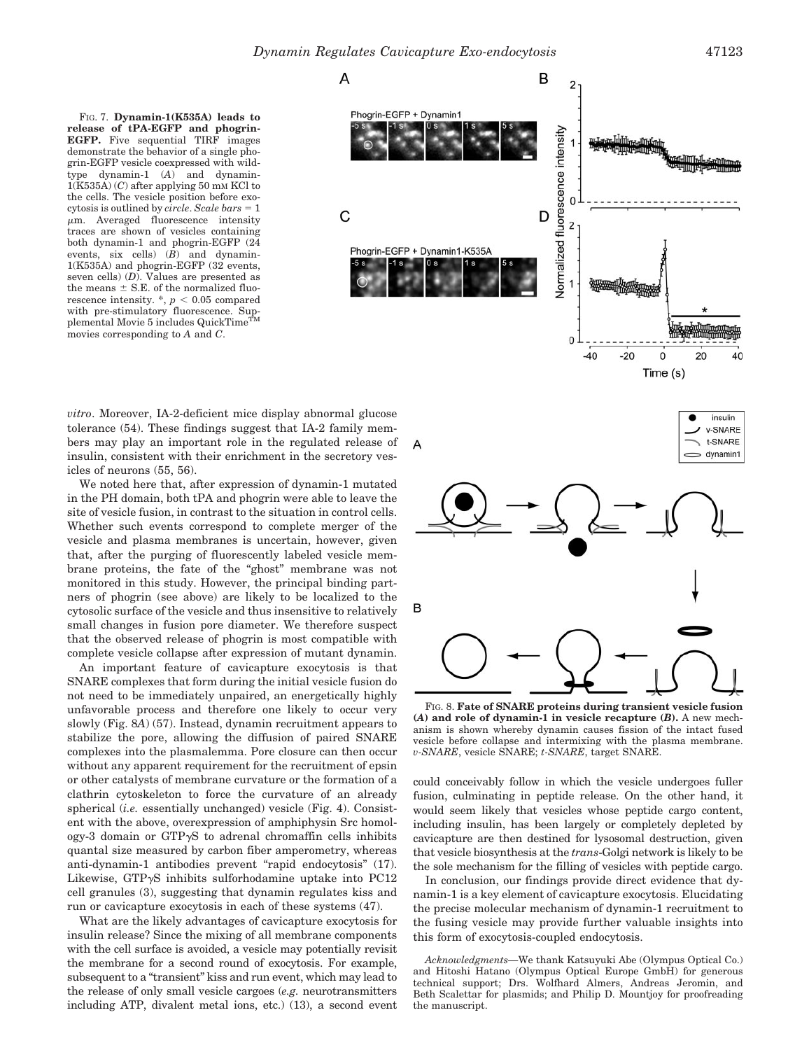FIG. 7. **Dynamin-1(K535A) leads to release of tPA-EGFP and phogrin-EGFP.** Five sequential TIRF images demonstrate the behavior of a single phogrin-EGFP vesicle coexpressed with wild-type dynamin-1 (*A*) and dynamin-1(K535A) (*C*) after applying 50 mM KCl to the cells. The vesicle position before exocytosis is outlined by *circle*. *Scale bars* = 1 μm. Averaged fluorescence intensity traces are shown of vesicles containing both dynamin-1 and phogrin-EGFP (24 events, six cells) (*B*) and dynamin-1(K535A) and phogrin-EGFP (32 events, seven cells) (*D*). Values are presented as the means ± S.E. of the normalized fluorescence intensity. *, $p < 0.05$ compared with pre-stimulatory fluorescence. Supplemental Movie 5 includes QuickTime™ movies corresponding to *A* and *C*.

*vitro*. Moreover, IA-2-deficient mice display abnormal glucose tolerance (54). These findings suggest that IA-2 family members may play an important role in the regulated release of insulin, consistent with their enrichment in the secretory vesicles of neurons (55, 56).

We noted here that, after expression of dynamin-1 mutated in the PH domain, both tPA and phogrin were able to leave the site of vesicle fusion, in contrast to the situation in control cells. Whether such events correspond to complete merger of the vesicle and plasma membranes is uncertain, however, given that, after the purging of fluorescently labeled vesicle membrane proteins, the fate of the "ghost" membrane was not monitored in this study. However, the principal binding partners of phogrin (see above) are likely to be localized to the cytosolic surface of the vesicle and thus insensitive to relatively small changes in fusion pore diameter. We therefore suspect that the observed release of phogrin is most compatible with complete vesicle collapse after expression of mutant dynamin.

An important feature of cavicapture exocytosis is that SNARE complexes that form during the initial vesicle fusion do not need to be immediately unpaired, an energetically highly unfavorable process and therefore one likely to occur very slowly (Fig. 8*A*) (57). Instead, dynamin recruitment appears to stabilize the pore, allowing the diffusion of paired SNARE complexes into the plasmalemma. Pore closure can then occur without any apparent requirement for the recruitment of epsin or other catalysts of membrane curvature or the formation of a clathrin cytoskeleton to force the curvature of an already spherical (*i.e.* essentially unchanged) vesicle (Fig. 4). Consistent with the above, overexpression of amphiphysin Src homology-3 domain or GTPγS to adrenal chromaffin cells inhibits quantal size measured by carbon fiber amperometry, whereas anti-dynamin-1 antibodies prevent "rapid endocytosis" (17). Likewise, GTPγS inhibits sulforhodamine uptake into PC12 cell granules (3), suggesting that dynamin regulates kiss and run or cavicapture exocytosis in each of these systems (47).

What are the likely advantages of cavicapture exocytosis for insulin release? Since the mixing of all membrane components with the cell surface is avoided, a vesicle may potentially revisit the membrane for a second round of exocytosis. For example, subsequent to a "transient" kiss and run event, which may lead to the release of only small vesicle cargoes (*e.g.* neurotransmitters including ATP, divalent metal ions, etc.) (13), a second event could conceivably follow in which the vesicle undergoes fuller fusion, culminating in peptide release. On the other hand, it would seem likely that vesicles whose peptide cargo content, including insulin, has been largely or completely depleted by cavicapture are then destined for lysosomal destruction, given that vesicle biosynthesis at the *trans*-Golgi network is likely to be the sole mechanism for the filling of vesicles with peptide cargo.

In conclusion, our findings provide direct evidence that dynamin-1 is a key element of cavicapture exocytosis. Elucidating the precise molecular mechanism of dynamin-1 recruitment to the fusing vesicle may provide further valuable insights into this form of exocytosis-coupled endocytosis.

FIG. 8. **Fate of SNARE proteins during transient vesicle fusion (*A*) and role of dynamin-1 in vesicle recapture (*B*).** A new mechanism is shown whereby dynamin causes fission of the intact fused vesicle before collapse and intermixing with the plasma membrane. *v-SNARE*, vesicle SNARE; *t-SNARE*, target SNARE.

*Acknowledgments*—We thank Katsuyuki Abe (Olympus Optical Co.) and Hitoshi Hatano (Olympus Optical Europe GmbH) for generous technical support; Drs. Wolfhard Almers, Andreas Jeromin, and Beth Scalettar for plasmids; and Philip D. Mountjoy for proofreading the manuscript.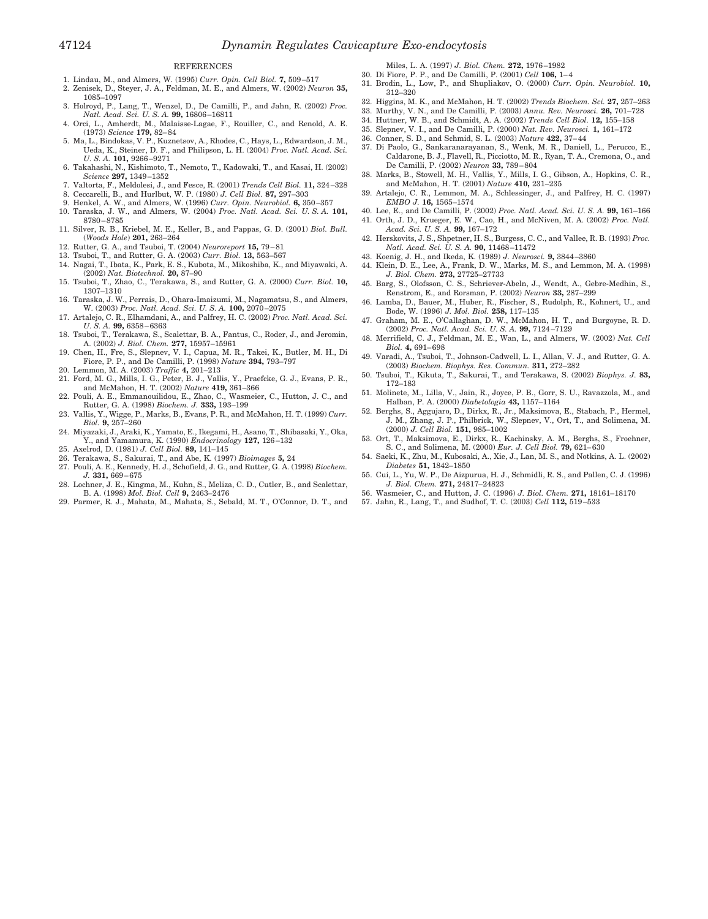## REFERENCES

1. Lindau, M., and Almers, W. (1995) *Curr. Opin. Cell Biol.* **7,** 509–517
2. Zenisek, D., Steyer, J. A., Feldman, M. E., and Almers, W. (2002) *Neuron* **35,** 1085–1097
3. Holroyd, P., Lang, T., Wenzel, D., De Camilli, P., and Jahn, R. (2002) *Proc. Natl. Acad. Sci. U. S. A.* **99,** 16806–16811
4. Orci, L., Amherdt, M., Malaisse-Lagae, F., Rouiller, C., and Renold, A. E. (1973) *Science* **179,** 82–84
5. Ma, L., Bindokas, V. P., Kuznetsov, A., Rhodes, C., Hays, L., Edwardson, J. M., Ueda, K., Steiner, D. F., and Philipson, L. H. (2004) *Proc. Natl. Acad. Sci. U. S. A.* **101,** 9266–9271
6. Takahashi, N., Kishimoto, T., Nemoto, T., Kadowaki, T., and Kasai, H. (2002) *Science* **297,** 1349–1352
7. Valtorta, F., Meldolesi, J., and Fesce, R. (2001) *Trends Cell Biol.* **11,** 324–328
8. Ceccarelli, B., and Hurlbut, W. P. (1980) *J. Cell Biol.* **87,** 297–303
9. Henkel, A. W., and Almers, W. (1996) *Curr. Opin. Neurobiol.* **6,** 350–357
10. Taraska, J. W., and Almers, W. (2004) *Proc. Natl. Acad. Sci. U. S. A.* **101,** 8780–8785
11. Silver, R. B., Kriebel, M. E., Keller, B., and Pappas, G. D. (2001) *Biol. Bull.* (*Woods Hole*) **201,** 263–264
12. Rutter, G. A., and Tsuboi, T. (2004) *Neuroreport* **15,** 79–81
13. Tsuboi, T., and Rutter, G. A. (2003) *Curr. Biol.* **13,** 563–567
14. Nagai, T., Ibata, K., Park, E. S., Kubota, M., Mikoshiba, K., and Miyawaki, A. (2002) *Nat. Biotechnol.* **20,** 87–90
15. Tsuboi, T., Zhao, C., Terakawa, S., and Rutter, G. A. (2000) *Curr. Biol.* **10,** 1307–1310
16. Taraska, J. W., Perrais, D., Ohara-Imaizumi, M., Nagamatsu, S., and Almers, W. (2003) *Proc. Natl. Acad. Sci. U. S. A.* **100,** 2070–2075
17. Artalejo, C. R., Elhamdani, A., and Palfrey, H. C. (2002) *Proc. Natl. Acad. Sci. U. S. A.* **99,** 6358–6363
18. Tsuboi, T., Terakawa, S., Scalettar, B. A., Fantus, C., Roder, J., and Jeromin, A. (2002) *J. Biol. Chem.* **277,** 15957–15961
19. Chen, H., Fre, S., Slepnev, V. I., Capua, M. R., Takei, K., Butler, M. H., Di Fiore, P. P., and De Camilli, P. (1998) *Nature* **394,** 793–797
20. Lemmon, M. A. (2003) *Traffic* **4,** 201–213
21. Ford, M. G., Mills, I. G., Peter, B. J., Vallis, Y., Praefcke, G. J., Evans, P. R., and McMahon, H. T. (2002) *Nature* **419,** 361–366
22. Pouli, A. E., Emmanouilidou, E., Zhao, C., Wasmeier, C., Hutton, J. C., and Rutter, G. A. (1998) *Biochem. J.* **333,** 193–199
23. Vallis, Y., Wigge, P., Marks, B., Evans, P. R., and McMahon, H. T. (1999) *Curr. Biol.* **9,** 257–260
24. Miyazaki, J., Araki, K., Yamato, E., Ikegami, H., Asano, T., Shibasaki, Y., Oka, Y., and Yamamura, K. (1990) *Endocrinology* **127,** 126–132
25. Axelrod, D. (1981) *J. Cell Biol.* **89,** 141–145
26. Terakawa, S., Sakurai, T., and Abe, K. (1997) *Bioimages* **5,** 24
27. Pouli, A. E., Kennedy, H. J., Schofield, J. G., and Rutter, G. A. (1998) *Biochem. J.* **331,** 669–675
28. Lochner, J. E., Kingma, M., Kuhn, S., Meliza, C. D., Cutler, B., and Scalettar, B. A. (1998) *Mol. Biol. Cell* **9,** 2463–2476
29. Parmer, R. J., Mahata, M., Mahata, S., Sebald, M. T., O'Connor, D. T., and Miles, L. A. (1997) *J. Biol. Chem.* **272,** 1976–1982
30. Di Fiore, P. P., and De Camilli, P. (2001) *Cell* **106,** 1–4
31. Brodin, L., Low, P., and Shupliakov, O. (2000) *Curr. Opin. Neurobiol.* **10,** 312–320
32. Higgins, M. K., and McMahon, H. T. (2002) *Trends Biochem. Sci.* **27,** 257–263
33. Murthy, V. N., and De Camilli, P. (2003) *Annu. Rev. Neurosci.* **26,** 701–728
34. Huttner, W. B., and Schmidt, A. A. (2002) *Trends Cell Biol.* **12,** 155–158
35. Slepnev, V. I., and De Camilli, P. (2000) *Nat. Rev. Neurosci.* **1,** 161–172
36. Conner, S. D., and Schmid, S. L. (2003) *Nature* **422,** 37–44
37. Di Paolo, G., Sankaranarayanan, S., Wenk, M. R., Daniell, L., Perucco, E., Caldarone, B. J., Flavell, R., Picciotto, M. R., Ryan, T. A., Cremona, O., and De Camilli, P. (2002) *Neuron* **33,** 789–804
38. Marks, B., Stowell, M. H., Vallis, Y., Mills, I. G., Gibson, A., Hopkins, C. R., and McMahon, H. T. (2001) *Nature* **410,** 231–235
39. Artalejo, C. R., Lemmon, M. A., Schlessinger, J., and Palfrey, H. C. (1997) *EMBO J.* **16,** 1565–1574
40. Lee, E., and De Camilli, P. (2002) *Proc. Natl. Acad. Sci. U. S. A.* **99,** 161–166
41. Orth, J. D., Krueger, E. W., Cao, H., and McNiven, M. A. (2002) *Proc. Natl. Acad. Sci. U. S. A.* **99,** 167–172
42. Herskovits, J. S., Shpetner, H. S., Burgess, C. C., and Vallee, R. B. (1993) *Proc. Natl. Acad. Sci. U. S. A.* **90,** 11468–11472
43. Koenig, J. H., and Ikeda, K. (1989) *J. Neurosci.* **9,** 3844–3860
44. Klein, D. E., Lee, A., Frank, D. W., Marks, M. S., and Lemmon, M. A. (1998) *J. Biol. Chem.* **273,** 27725–27733
45. Barg, S., Olofsson, C. S., Schriever-Abeln, J., Wendt, A., Gebre-Medhin, S., Renstrom, E., and Rorsman, P. (2002) *Neuron* **33,** 287–299
46. Lamba, D., Bauer, M., Huber, R., Fischer, S., Rudolph, R., Kohnert, U., and Bode, W. (1996) *J. Mol. Biol.* **258,** 117–135
47. Graham, M. E., O'Callaghan, D. W., McMahon, H. T., and Burgoyne, R. D. (2002) *Proc. Natl. Acad. Sci. U. S. A.* **99,** 7124–7129
48. Merrifield, C. J., Feldman, M. E., Wan, L., and Almers, W. (2002) *Nat. Cell Biol.* **4,** 691–698
49. Varadi, A., Tsuboi, T., Johnson-Cadwell, L. I., Allan, V. J., and Rutter, G. A. (2003) *Biochem. Biophys. Res. Commun.* **311,** 272–282
50. Tsuboi, T., Kikuta, T., Sakurai, T., and Terakawa, S. (2002) *Biophys. J.* **83,** 172–183
51. Molinete, M., Lilla, V., Jain, R., Joyce, P. B., Gorr, S. U., Ravazzola, M., and Halban, P. A. (2000) *Diabetologia* **43,** 1157–1164
52. Berghs, S., Aggujaro, D., Dirkx, R., Jr., Maksimova, E., Stabach, P., Hermel, J. M., Zhang, J. P., Philbrick, W., Slepnev, V., Ort, T., and Solimena, M. (2000) *J. Cell Biol.* **151,** 985–1002
53. Ort, T., Maksimova, E., Dirkx, R., Kachinsky, A. M., Berghs, S., Froehner, S. C., and Solimena, M. (2000) *Eur. J. Cell Biol.* **79,** 621–630
54. Saeki, K., Zhu, M., Kubosaki, A., Xie, J., Lan, M. S., and Notkins, A. L. (2002) *Diabetes* **51,** 1842–1850
55. Cui, L., Yu, W. P., De Aizpurua, H. J., Schmidli, R. S., and Pallen, C. J. (1996) *J. Biol. Chem.* **271,** 24817–24823
56. Wasmeier, C., and Hutton, J. C. (1996) *J. Biol. Chem.* **271,** 18161–18170
57. Jahn, R., Lang, T., and Sudhof, T. C. (2003) *Cell* **112,** 519–533